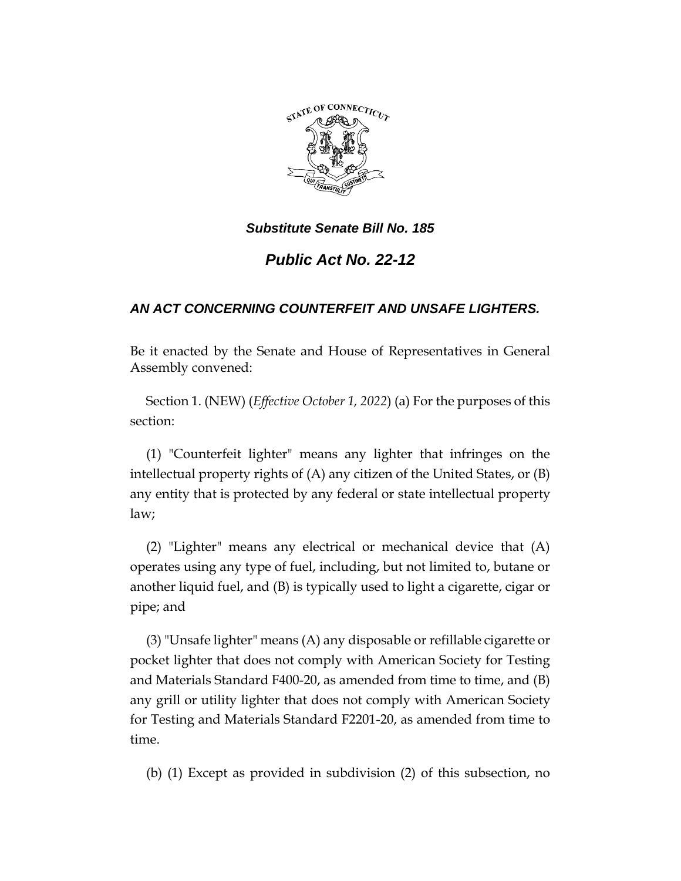***Substitute Senate Bill No. 185***

# ***Public Act No. 22-12***

## ***AN ACT CONCERNING COUNTERFEIT AND UNSAFE LIGHTERS.***

Be it enacted by the Senate and House of Representatives in General Assembly convened:

Section 1. (NEW) (*Effective October 1, 2022*) (a) For the purposes of this section:

(1) "Counterfeit lighter" means any lighter that infringes on the intellectual property rights of (A) any citizen of the United States, or (B) any entity that is protected by any federal or state intellectual property law;

(2) "Lighter" means any electrical or mechanical device that (A) operates using any type of fuel, including, but not limited to, butane or another liquid fuel, and (B) is typically used to light a cigarette, cigar or pipe; and

(3) "Unsafe lighter" means (A) any disposable or refillable cigarette or pocket lighter that does not comply with American Society for Testing and Materials Standard F400-20, as amended from time to time, and (B) any grill or utility lighter that does not comply with American Society for Testing and Materials Standard F2201-20, as amended from time to time.

(b) (1) Except as provided in subdivision (2) of this subsection, no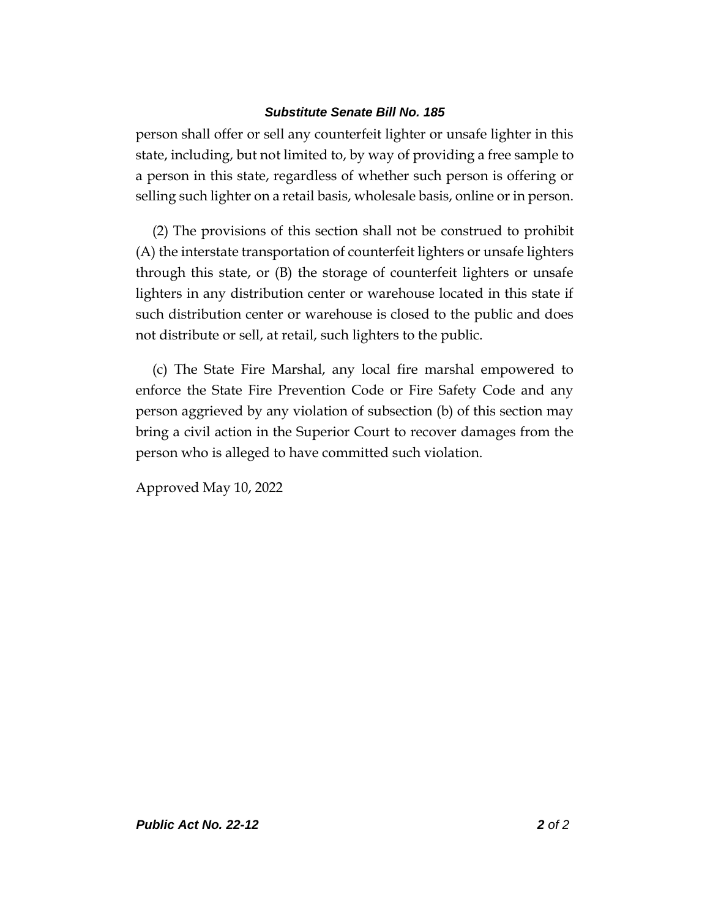person shall offer or sell any counterfeit lighter or unsafe lighter in this state, including, but not limited to, by way of providing a free sample to a person in this state, regardless of whether such person is offering or selling such lighter on a retail basis, wholesale basis, online or in person.

(2) The provisions of this section shall not be construed to prohibit (A) the interstate transportation of counterfeit lighters or unsafe lighters through this state, or (B) the storage of counterfeit lighters or unsafe lighters in any distribution center or warehouse located in this state if such distribution center or warehouse is closed to the public and does not distribute or sell, at retail, such lighters to the public.

(c) The State Fire Marshal, any local fire marshal empowered to enforce the State Fire Prevention Code or Fire Safety Code and any person aggrieved by any violation of subsection (b) of this section may bring a civil action in the Superior Court to recover damages from the person who is alleged to have committed such violation.

Approved May 10, 2022